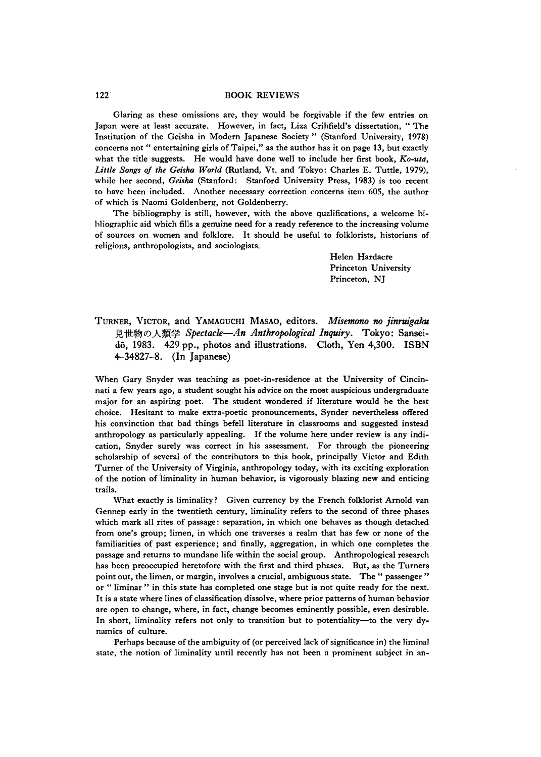Glaring as these omissions are, they would be forgivable if the few entries on Japan were at least accurate. However, in fact, Liza Crihfield's dissertation, "The Institution of the Geisha in Modern Japanese Society" (Stanford University, 1978) concerns not "entertaining girls of Taipei," as the author has it on page 13, but exactly what the title suggests. He would have done well to include her first book, *Ko-uta, Little Songs of the Geisha World* (Rutland, Vt. and Tokyo: Charles E. Tuttle, 1979), while her second, *Geisha* (Stanford: Stanford University Press, 1983) is too recent to have been included. Another necessary correction concerns item 605, the author of which is Naomi Goldenberg, not Goldenberry.

The bibliography is still, however, with the above qualifications, a welcome bibliographic aid which fills a genuine need for a ready reference to the increasing volume of sources on women and folklore. It should be useful to folklorists, historians of religions, anthropologists, and sociologists.

Helen Hardacre
Princeton University
Princeton, NJ

TURNER, VICTOR, and YAMAGUCHI MASAO, editors. *Misemono no jinruigaku* 見世物の人類学 *Spectacle—An Anthropological Inquiry*. Tokyo: Sanseidō, 1983. 429 pp., photos and illustrations. Cloth, Yen 4,300. ISBN 4-34827-8. (In Japanese)

When Gary Snyder was teaching as poet-in-residence at the University of Cincinnati a few years ago, a student sought his advice on the most auspicious undergraduate major for an aspiring poet. The student wondered if literature would be the best choice. Hesitant to make extra-poetic pronouncements, Synder nevertheless offered his convinction that bad things befell literature in classrooms and suggested instead anthropology as particularly appealing. If the volume here under review is any indication, Snyder surely was correct in his assessment. For through the pioneering scholarship of several of the contributors to this book, principally Victor and Edith Turner of the University of Virginia, anthropology today, with its exciting exploration of the notion of liminality in human behavior, is vigorously blazing new and enticing trails.

What exactly is liminality? Given currency by the French folklorist Arnold van Gennep early in the twentieth century, liminality refers to the second of three phases which mark all rites of passage: separation, in which one behaves as though detached from one's group; limen, in which one traverses a realm that has few or none of the familiarities of past experience; and finally, aggregation, in which one completes the passage and returns to mundane life within the social group. Anthropological research has been preoccupied heretofore with the first and third phases. But, as the Turners point out, the limen, or margin, involves a crucial, ambiguous state. The "passenger" or "liminar" in this state has completed one stage but is not quite ready for the next. It is a state where lines of classification dissolve, where prior patterns of human behavior are open to change, where, in fact, change becomes eminently possible, even desirable. In short, liminality refers not only to transition but to potentiality—to the very dynamics of culture.

Perhaps because of the ambiguity of (or perceived lack of significance in) the liminal state, the notion of liminality until recently has not been a prominent subject in an-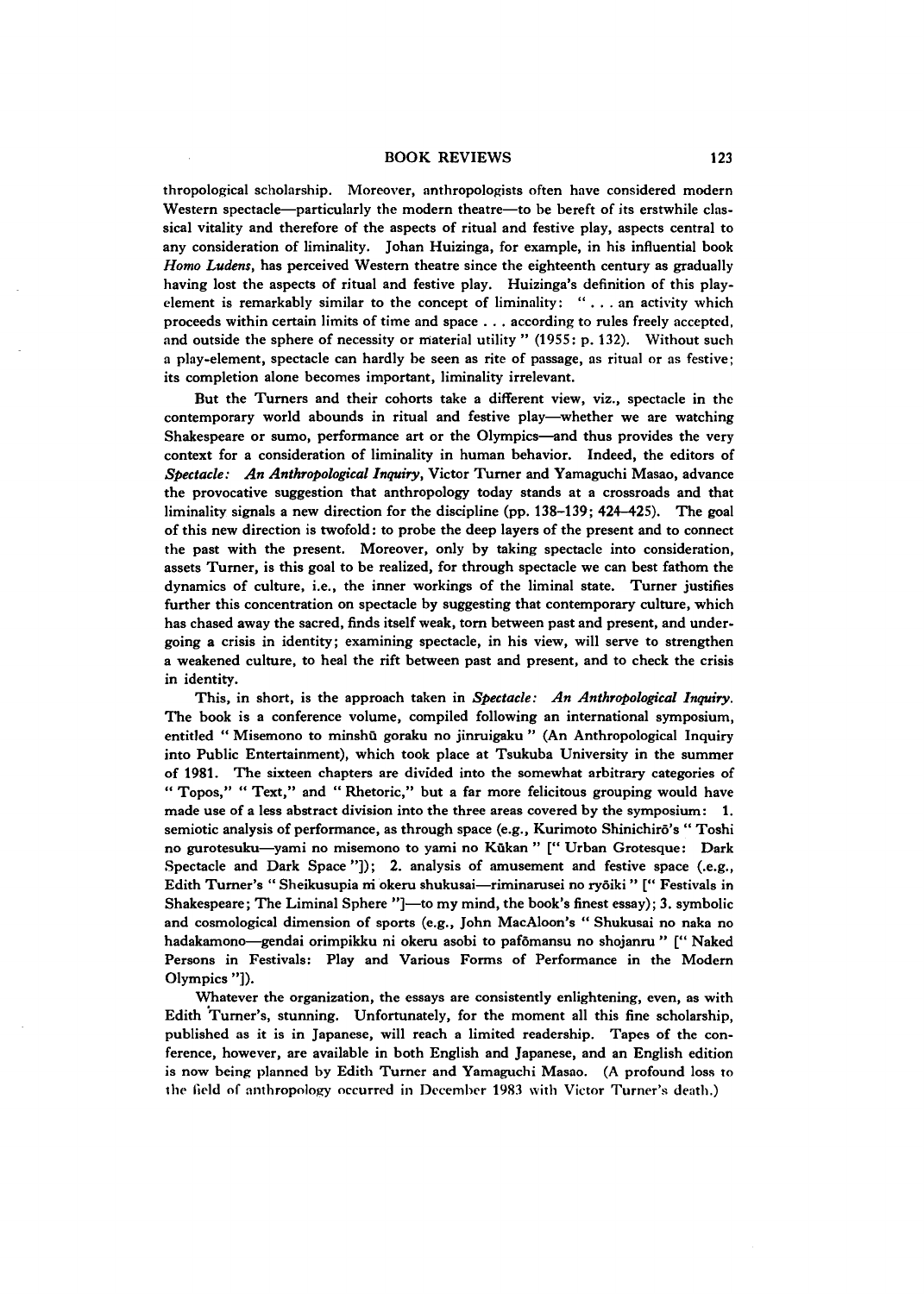thropological scholarship. Moreover, anthropologists often have considered modern Western spectacle—particularly the modern theatre—to be bereft of its erstwhile classical vitality and therefore of the aspects of ritual and festive play, aspects central to any consideration of liminality. Johan Huizinga, for example, in his influential book *Homo Ludens*, has perceived Western theatre since the eighteenth century as gradually having lost the aspects of ritual and festive play. Huizinga's definition of this play-element is remarkably similar to the concept of liminality: " . . . an activity which proceeds within certain limits of time and space . . . according to rules freely accepted, and outside the sphere of necessity or material utility " (1955: p. 132). Without such a play-element, spectacle can hardly be seen as rite of passage, as ritual or as festive; its completion alone becomes important, liminality irrelevant.

But the Turners and their cohorts take a different view, viz., spectacle in the contemporary world abounds in ritual and festive play—whether we are watching Shakespeare or sumo, performance art or the Olympics—and thus provides the very context for a consideration of liminality in human behavior. Indeed, the editors of *Spectacle: An Anthropological Inquiry*, Victor Turner and Yamaguchi Masao, advance the provocative suggestion that anthropology today stands at a crossroads and that liminality signals a new direction for the discipline (pp. 138–139; 424–425). The goal of this new direction is twofold: to probe the deep layers of the present and to connect the past with the present. Moreover, only by taking spectacle into consideration, assets Turner, is this goal to be realized, for through spectacle we can best fathom the dynamics of culture, i.e., the inner workings of the liminal state. Turner justifies further this concentration on spectacle by suggesting that contemporary culture, which has chased away the sacred, finds itself weak, torn between past and present, and undergoing a crisis in identity; examining spectacle, in his view, will serve to strengthen a weakened culture, to heal the rift between past and present, and to check the crisis in identity.

This, in short, is the approach taken in *Spectacle: An Anthropological Inquiry*. The book is a conference volume, compiled following an international symposium, entitled " Misemono to minshū goraku no jinruigaku " (An Anthropological Inquiry into Public Entertainment), which took place at Tsukuba University in the summer of 1981. The sixteen chapters are divided into the somewhat arbitrary categories of " Topos," " Text," and " Rhetoric," but a far more felicitous grouping would have made use of a less abstract division into the three areas covered by the symposium: 1. semiotic analysis of performance, as through space (e.g., Kurimoto Shinichirō's " Toshi no gurotesuku—yami no misemono to yami no Kūkan " [" Urban Grotesque: Dark Spectacle and Dark Space "]); 2. analysis of amusement and festive space (.e.g., Edith Turner's " Sheikusupia ni okeru shukusai—riminarusei no ryōiki " [" Festivals in Shakespeare; The Liminal Sphere "]—to my mind, the book's finest essay); 3. symbolic and cosmological dimension of sports (e.g., John MacAloon's " Shukusai no naka no hadakamono—gendai orimpikku ni okeru asobi to pafōmansu no shojanru " [" Naked Persons in Festivals: Play and Various Forms of Performance in the Modern Olympics "]).

Whatever the organization, the essays are consistently enlightening, even, as with Edith Turner's, stunning. Unfortunately, for the moment all this fine scholarship, published as it is in Japanese, will reach a limited readership. Tapes of the conference, however, are available in both English and Japanese, and an English edition is now being planned by Edith Turner and Yamaguchi Masao. (A profound loss to the field of anthropology occurred in December 1983 with Victor Turner's death.)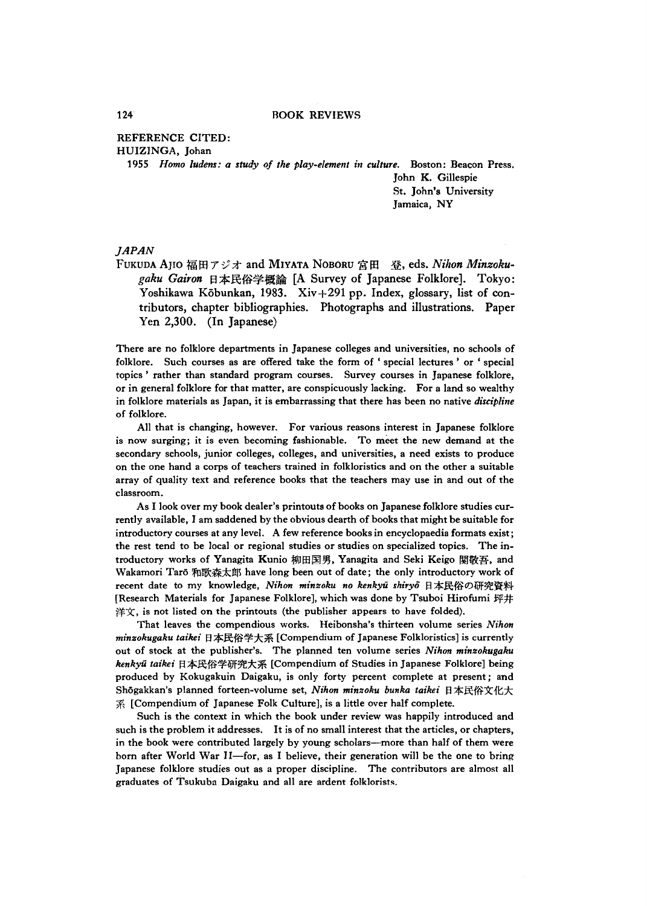REFERENCE CITED:

HUIZINGA, Johan

1955 *Homo ludens: a study of the play-element in culture*. Boston: Beacon Press.

John K. Gillespie
St. John's University
Jamaica, NY

## *JAPAN*

FUKUDA AJIO 福田アジオ and MIYATA NOBORU 宮田 登, eds. *Nihon Minzokugaku Gairon* 日本民俗学概論 [A Survey of Japanese Folklore]. Tokyo: Yoshikawa Kōbunkan, 1983. Xiv+291 pp. Index, glossary, list of contributors, chapter bibliographies. Photographs and illustrations. Paper Yen 2,300. (In Japanese)

There are no folklore departments in Japanese colleges and universities, no schools of folklore. Such courses as are offered take the form of 'special lectures' or 'special topics' rather than standard program courses. Survey courses in Japanese folklore, or in general folklore for that matter, are conspicuously lacking. For a land so wealthy in folklore materials as Japan, it is embarrassing that there has been no native *discipline* of folklore.

All that is changing, however. For various reasons interest in Japanese folklore is now surging; it is even becoming fashionable. To meet the new demand at the secondary schools, junior colleges, colleges, and universities, a need exists to produce on the one hand a corps of teachers trained in folkloristics and on the other a suitable array of quality text and reference books that the teachers may use in and out of the classroom.

As I look over my book dealer's printouts of books on Japanese folklore studies currently available, I am saddened by the obvious dearth of books that might be suitable for introductory courses at any level. A few reference books in encyclopaedia formats exist; the rest tend to be local or regional studies or studies on specialized topics. The introductory works of Yanagita Kunio 柳田国男, Yanagita and Seki Keigo 関敬吾, and Wakamori Tarō 和歌森太郎 have long been out of date; the only introductory work of recent date to my knowledge, *Nihon minzoku no kenkyū shiryō* 日本民俗の研究資料 [Research Materials for Japanese Folklore], which was done by Tsuboi Hirofumi 坪井洋文, is not listed on the printouts (the publisher appears to have folded).

That leaves the compendious works. Heibonsha's thirteen volume series *Nihon minzokugaku taikei* 日本民俗学大系 [Compendium of Japanese Folkloristics] is currently out of stock at the publisher's. The planned ten volume series *Nihon minzokugaku kenkyū taikei* 日本民俗学研究大系 [Compendium of Studies in Japanese Folklore] being produced by Kokugakuin Daigaku, is only forty percent complete at present; and Shōgakkan's planned forteen-volume set, *Nihon minzoku bunka taikei* 日本民俗文化大系 [Compendium of Japanese Folk Culture], is a little over half complete.

Such is the context in which the book under review was happily introduced and such is the problem it addresses. It is of no small interest that the articles, or chapters, in the book were contributed largely by young scholars—more than half of them were born after World War II—for, as I believe, their generation will be the one to bring Japanese folklore studies out as a proper discipline. The contributors are almost all graduates of Tsukuba Daigaku and all are ardent folklorists.